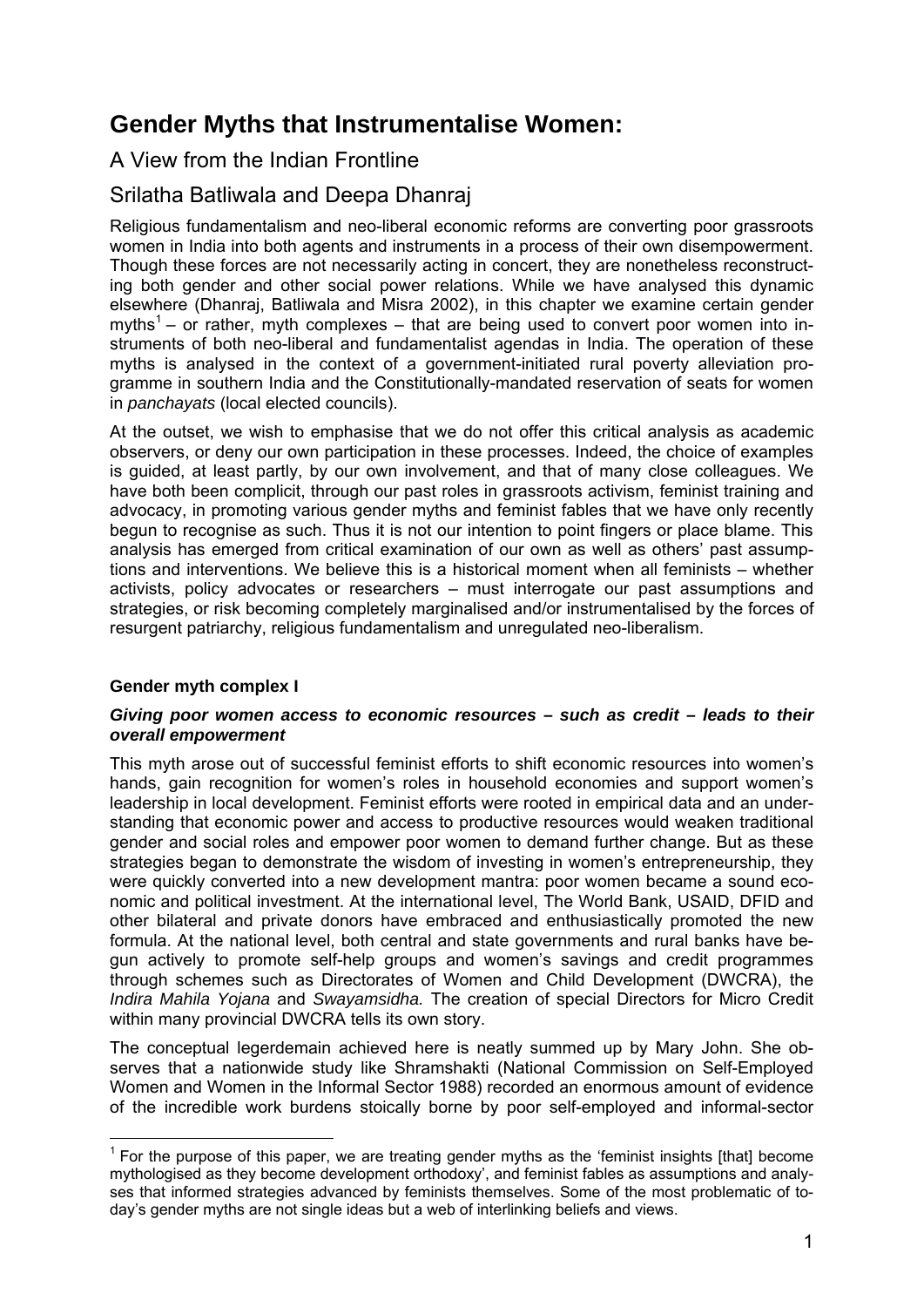# Gender Myths that Instrumentalise Women:

## A View from the Indian Frontline

## Srilatha Batliwala and Deepa Dhanraj

Religious fundamentalism and neo-liberal economic reforms are converting poor grassroots women in India into both agents and instruments in a process of their own disempowerment. Though these forces are not necessarily acting in concert, they are nonetheless reconstructing both gender and other social power relations. While we have analysed this dynamic elsewhere (Dhanraj, Batliwala and Misra 2002), in this chapter we examine certain gender myths[1] – or rather, myth complexes – that are being used to convert poor women into instruments of both neo-liberal and fundamentalist agendas in India. The operation of these myths is analysed in the context of a government-initiated rural poverty alleviation programme in southern India and the Constitutionally-mandated reservation of seats for women in *panchayats* (local elected councils).

At the outset, we wish to emphasise that we do not offer this critical analysis as academic observers, or deny our own participation in these processes. Indeed, the choice of examples is guided, at least partly, by our own involvement, and that of many close colleagues. We have both been complicit, through our past roles in grassroots activism, feminist training and advocacy, in promoting various gender myths and feminist fables that we have only recently begun to recognise as such. Thus it is not our intention to point fingers or place blame. This analysis has emerged from critical examination of our own as well as others' past assumptions and interventions. We believe this is a historical moment when all feminists – whether activists, policy advocates or researchers – must interrogate our past assumptions and strategies, or risk becoming completely marginalised and/or instrumentalised by the forces of resurgent patriarchy, religious fundamentalism and unregulated neo-liberalism.

#### Gender myth complex I

***Giving poor women access to economic resources – such as credit – leads to their overall empowerment***

This myth arose out of successful feminist efforts to shift economic resources into women's hands, gain recognition for women's roles in household economies and support women's leadership in local development. Feminist efforts were rooted in empirical data and an understanding that economic power and access to productive resources would weaken traditional gender and social roles and empower poor women to demand further change. But as these strategies began to demonstrate the wisdom of investing in women's entrepreneurship, they were quickly converted into a new development mantra: poor women became a sound economic and political investment. At the international level, The World Bank, USAID, DFID and other bilateral and private donors have embraced and enthusiastically promoted the new formula. At the national level, both central and state governments and rural banks have begun actively to promote self-help groups and women's savings and credit programmes through schemes such as Directorates of Women and Child Development (DWCRA), the *Indira Mahila Yojana* and *Swayamsidha.* The creation of special Directors for Micro Credit within many provincial DWCRA tells its own story.

The conceptual legerdemain achieved here is neatly summed up by Mary John. She observes that a nationwide study like Shramshakti (National Commission on Self-Employed Women and Women in the Informal Sector 1988) recorded an enormous amount of evidence of the incredible work burdens stoically borne by poor self-employed and informal-sector

[1] For the purpose of this paper, we are treating gender myths as the 'feminist insights [that] become mythologised as they become development orthodoxy', and feminist fables as assumptions and analyses that informed strategies advanced by feminists themselves. Some of the most problematic of today's gender myths are not single ideas but a web of interlinking beliefs and views.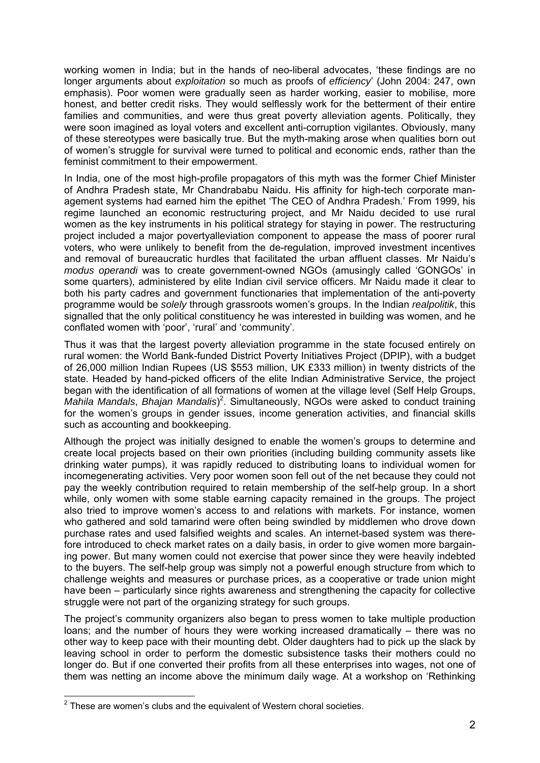working women in India; but in the hands of neo-liberal advocates, 'these findings are no longer arguments about *exploitation* so much as proofs of *efficiency*' (John 2004: 247, own emphasis). Poor women were gradually seen as harder working, easier to mobilise, more honest, and better credit risks. They would selflessly work for the betterment of their entire families and communities, and were thus great poverty alleviation agents. Politically, they were soon imagined as loyal voters and excellent anti-corruption vigilantes. Obviously, many of these stereotypes were basically true. But the myth-making arose when qualities born out of women's struggle for survival were turned to political and economic ends, rather than the feminist commitment to their empowerment.

In India, one of the most high-profile propagators of this myth was the former Chief Minister of Andhra Pradesh state, Mr Chandrababu Naidu. His affinity for high-tech corporate management systems had earned him the epithet 'The CEO of Andhra Pradesh.' From 1999, his regime launched an economic restructuring project, and Mr Naidu decided to use rural women as the key instruments in his political strategy for staying in power. The restructuring project included a major povertyalleviation component to appease the mass of poorer rural voters, who were unlikely to benefit from the de-regulation, improved investment incentives and removal of bureaucratic hurdles that facilitated the urban affluent classes. Mr Naidu's *modus operandi* was to create government-owned NGOs (amusingly called 'GONGOs' in some quarters), administered by elite Indian civil service officers. Mr Naidu made it clear to both his party cadres and government functionaries that implementation of the anti-poverty programme would be *solely* through grassroots women's groups. In the Indian *realpolitik*, this signalled that the only political constituency he was interested in building was women, and he conflated women with 'poor', 'rural' and 'community'.

Thus it was that the largest poverty alleviation programme in the state focused entirely on rural women: the World Bank-funded District Poverty Initiatives Project (DPIP), with a budget of 26,000 million Indian Rupees (US $553 million, UK £333 million) in twenty districts of the state. Headed by hand-picked officers of the elite Indian Administrative Service, the project began with the identification of all formations of women at the village level (Self Help Groups, *Mahila Mandals*, *Bhajan Mandalis*)[2]. Simultaneously, NGOs were asked to conduct training for the women's groups in gender issues, income generation activities, and financial skills such as accounting and bookkeeping.

Although the project was initially designed to enable the women's groups to determine and create local projects based on their own priorities (including building community assets like drinking water pumps), it was rapidly reduced to distributing loans to individual women for incomegenerating activities. Very poor women soon fell out of the net because they could not pay the weekly contribution required to retain membership of the self-help group. In a short while, only women with some stable earning capacity remained in the groups. The project also tried to improve women's access to and relations with markets. For instance, women who gathered and sold tamarind were often being swindled by middlemen who drove down purchase rates and used falsified weights and scales. An internet-based system was therefore introduced to check market rates on a daily basis, in order to give women more bargaining power. But many women could not exercise that power since they were heavily indebted to the buyers. The self-help group was simply not a powerful enough structure from which to challenge weights and measures or purchase prices, as a cooperative or trade union might have been – particularly since rights awareness and strengthening the capacity for collective struggle were not part of the organizing strategy for such groups.

The project's community organizers also began to press women to take multiple production loans; and the number of hours they were working increased dramatically – there was no other way to keep pace with their mounting debt. Older daughters had to pick up the slack by leaving school in order to perform the domestic subsistence tasks their mothers could no longer do. But if one converted their profits from all these enterprises into wages, not one of them was netting an income above the minimum daily wage. At a workshop on 'Rethinking

[2] These are women's clubs and the equivalent of Western choral societies.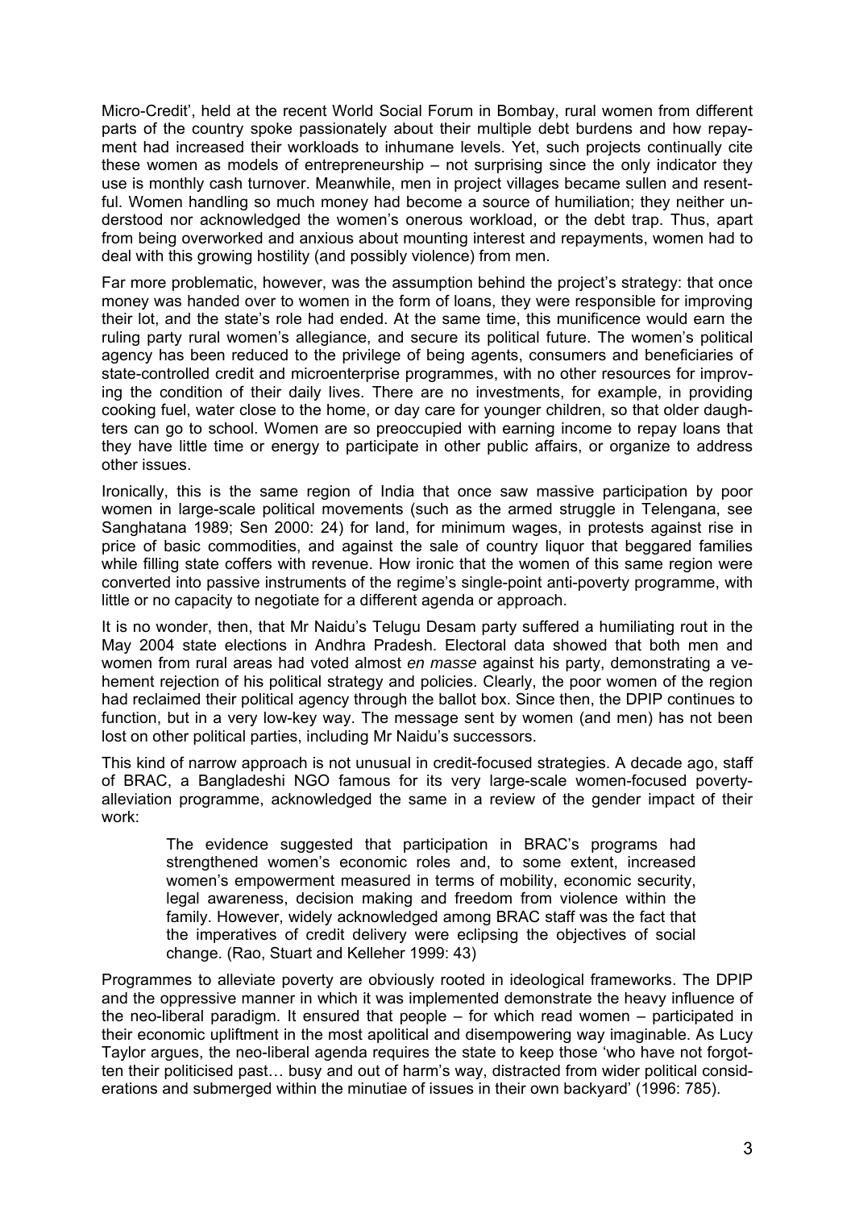Micro-Credit', held at the recent World Social Forum in Bombay, rural women from different parts of the country spoke passionately about their multiple debt burdens and how repayment had increased their workloads to inhumane levels. Yet, such projects continually cite these women as models of entrepreneurship – not surprising since the only indicator they use is monthly cash turnover. Meanwhile, men in project villages became sullen and resentful. Women handling so much money had become a source of humiliation; they neither understood nor acknowledged the women's onerous workload, or the debt trap. Thus, apart from being overworked and anxious about mounting interest and repayments, women had to deal with this growing hostility (and possibly violence) from men.

Far more problematic, however, was the assumption behind the project's strategy: that once money was handed over to women in the form of loans, they were responsible for improving their lot, and the state's role had ended. At the same time, this munificence would earn the ruling party rural women's allegiance, and secure its political future. The women's political agency has been reduced to the privilege of being agents, consumers and beneficiaries of state-controlled credit and microenterprise programmes, with no other resources for improving the condition of their daily lives. There are no investments, for example, in providing cooking fuel, water close to the home, or day care for younger children, so that older daughters can go to school. Women are so preoccupied with earning income to repay loans that they have little time or energy to participate in other public affairs, or organize to address other issues.

Ironically, this is the same region of India that once saw massive participation by poor women in large-scale political movements (such as the armed struggle in Telengana, see Sanghatana 1989; Sen 2000: 24) for land, for minimum wages, in protests against rise in price of basic commodities, and against the sale of country liquor that beggared families while filling state coffers with revenue. How ironic that the women of this same region were converted into passive instruments of the regime's single-point anti-poverty programme, with little or no capacity to negotiate for a different agenda or approach.

It is no wonder, then, that Mr Naidu's Telugu Desam party suffered a humiliating rout in the May 2004 state elections in Andhra Pradesh. Electoral data showed that both men and women from rural areas had voted almost *en masse* against his party, demonstrating a vehement rejection of his political strategy and policies. Clearly, the poor women of the region had reclaimed their political agency through the ballot box. Since then, the DPIP continues to function, but in a very low-key way. The message sent by women (and men) has not been lost on other political parties, including Mr Naidu's successors.

This kind of narrow approach is not unusual in credit-focused strategies. A decade ago, staff of BRAC, a Bangladeshi NGO famous for its very large-scale women-focused poverty-alleviation programme, acknowledged the same in a review of the gender impact of their work:

> The evidence suggested that participation in BRAC's programs had strengthened women's economic roles and, to some extent, increased women's empowerment measured in terms of mobility, economic security, legal awareness, decision making and freedom from violence within the family. However, widely acknowledged among BRAC staff was the fact that the imperatives of credit delivery were eclipsing the objectives of social change. (Rao, Stuart and Kelleher 1999: 43)

Programmes to alleviate poverty are obviously rooted in ideological frameworks. The DPIP and the oppressive manner in which it was implemented demonstrate the heavy influence of the neo-liberal paradigm. It ensured that people – for which read women – participated in their economic upliftment in the most apolitical and disempowering way imaginable. As Lucy Taylor argues, the neo-liberal agenda requires the state to keep those 'who have not forgotten their politicised past… busy and out of harm's way, distracted from wider political considerations and submerged within the minutiae of issues in their own backyard' (1996: 785).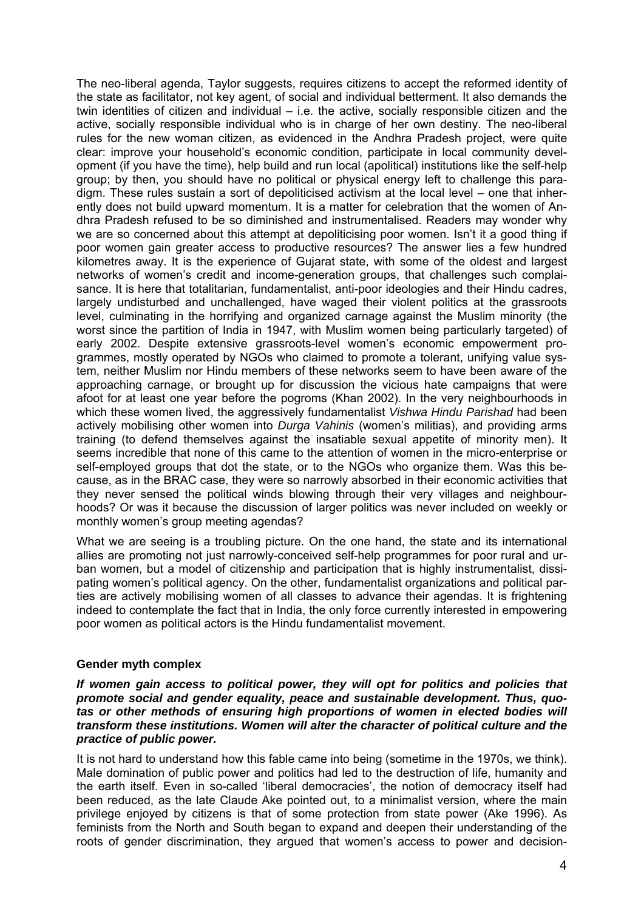The neo-liberal agenda, Taylor suggests, requires citizens to accept the reformed identity of the state as facilitator, not key agent, of social and individual betterment. It also demands the twin identities of citizen and individual – i.e. the active, socially responsible citizen and the active, socially responsible individual who is in charge of her own destiny. The neo-liberal rules for the new woman citizen, as evidenced in the Andhra Pradesh project, were quite clear: improve your household's economic condition, participate in local community development (if you have the time), help build and run local (apolitical) institutions like the self-help group; by then, you should have no political or physical energy left to challenge this paradigm. These rules sustain a sort of depoliticised activism at the local level – one that inherently does not build upward momentum. It is a matter for celebration that the women of Andhra Pradesh refused to be so diminished and instrumentalised. Readers may wonder why we are so concerned about this attempt at depoliticising poor women. Isn't it a good thing if poor women gain greater access to productive resources? The answer lies a few hundred kilometres away. It is the experience of Gujarat state, with some of the oldest and largest networks of women's credit and income-generation groups, that challenges such complaisance. It is here that totalitarian, fundamentalist, anti-poor ideologies and their Hindu cadres, largely undisturbed and unchallenged, have waged their violent politics at the grassroots level, culminating in the horrifying and organized carnage against the Muslim minority (the worst since the partition of India in 1947, with Muslim women being particularly targeted) of early 2002. Despite extensive grassroots-level women's economic empowerment programmes, mostly operated by NGOs who claimed to promote a tolerant, unifying value system, neither Muslim nor Hindu members of these networks seem to have been aware of the approaching carnage, or brought up for discussion the vicious hate campaigns that were afoot for at least one year before the pogroms (Khan 2002). In the very neighbourhoods in which these women lived, the aggressively fundamentalist *Vishwa Hindu Parishad* had been actively mobilising other women into *Durga Vahinis* (women's militias), and providing arms training (to defend themselves against the insatiable sexual appetite of minority men). It seems incredible that none of this came to the attention of women in the micro-enterprise or self-employed groups that dot the state, or to the NGOs who organize them. Was this because, as in the BRAC case, they were so narrowly absorbed in their economic activities that they never sensed the political winds blowing through their very villages and neighbourhoods? Or was it because the discussion of larger politics was never included on weekly or monthly women's group meeting agendas?

What we are seeing is a troubling picture. On the one hand, the state and its international allies are promoting not just narrowly-conceived self-help programmes for poor rural and urban women, but a model of citizenship and participation that is highly instrumentalist, dissipating women's political agency. On the other, fundamentalist organizations and political parties are actively mobilising women of all classes to advance their agendas. It is frightening indeed to contemplate the fact that in India, the only force currently interested in empowering poor women as political actors is the Hindu fundamentalist movement.

### Gender myth complex

***If women gain access to political power, they will opt for politics and policies that promote social and gender equality, peace and sustainable development. Thus, quotas or other methods of ensuring high proportions of women in elected bodies will transform these institutions. Women will alter the character of political culture and the practice of public power.***

It is not hard to understand how this fable came into being (sometime in the 1970s, we think). Male domination of public power and politics had led to the destruction of life, humanity and the earth itself. Even in so-called 'liberal democracies', the notion of democracy itself had been reduced, as the late Claude Ake pointed out, to a minimalist version, where the main privilege enjoyed by citizens is that of some protection from state power (Ake 1996). As feminists from the North and South began to expand and deepen their understanding of the roots of gender discrimination, they argued that women's access to power and decision-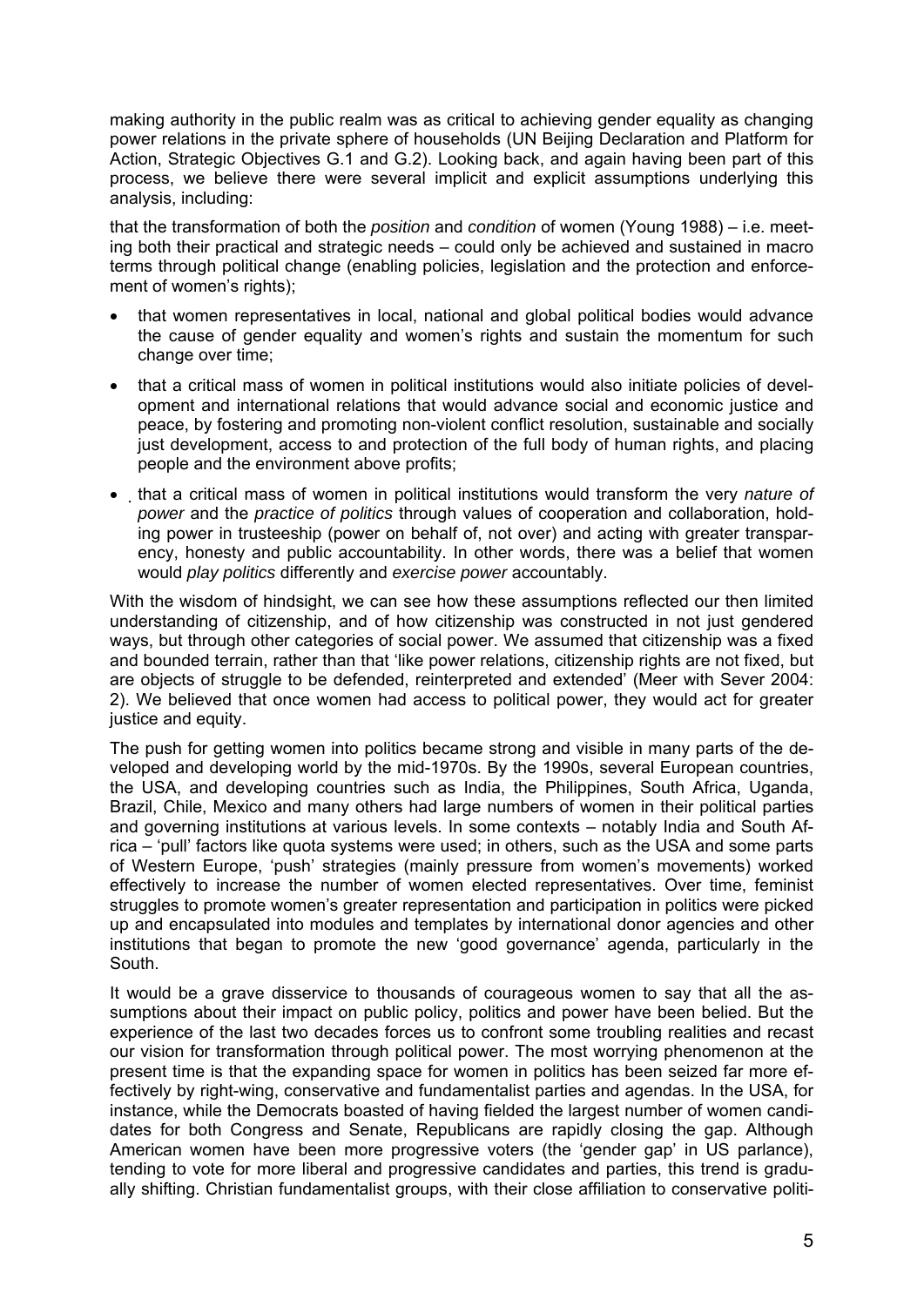making authority in the public realm was as critical to achieving gender equality as changing power relations in the private sphere of households (UN Beijing Declaration and Platform for Action, Strategic Objectives G.1 and G.2). Looking back, and again having been part of this process, we believe there were several implicit and explicit assumptions underlying this analysis, including:

that the transformation of both the *position* and *condition* of women (Young 1988) – i.e. meeting both their practical and strategic needs – could only be achieved and sustained in macro terms through political change (enabling policies, legislation and the protection and enforcement of women's rights);

- that women representatives in local, national and global political bodies would advance the cause of gender equality and women's rights and sustain the momentum for such change over time;
- that a critical mass of women in political institutions would also initiate policies of development and international relations that would advance social and economic justice and peace, by fostering and promoting non-violent conflict resolution, sustainable and socially just development, access to and protection of the full body of human rights, and placing people and the environment above profits;
- that a critical mass of women in political institutions would transform the very *nature of power* and the *practice of politics* through values of cooperation and collaboration, holding power in trusteeship (power on behalf of, not over) and acting with greater transparency, honesty and public accountability. In other words, there was a belief that women would *play politics* differently and *exercise power* accountably.

With the wisdom of hindsight, we can see how these assumptions reflected our then limited understanding of citizenship, and of how citizenship was constructed in not just gendered ways, but through other categories of social power. We assumed that citizenship was a fixed and bounded terrain, rather than that 'like power relations, citizenship rights are not fixed, but are objects of struggle to be defended, reinterpreted and extended' (Meer with Sever 2004: 2). We believed that once women had access to political power, they would act for greater justice and equity.

The push for getting women into politics became strong and visible in many parts of the developed and developing world by the mid-1970s. By the 1990s, several European countries, the USA, and developing countries such as India, the Philippines, South Africa, Uganda, Brazil, Chile, Mexico and many others had large numbers of women in their political parties and governing institutions at various levels. In some contexts – notably India and South Africa – 'pull' factors like quota systems were used; in others, such as the USA and some parts of Western Europe, 'push' strategies (mainly pressure from women's movements) worked effectively to increase the number of women elected representatives. Over time, feminist struggles to promote women's greater representation and participation in politics were picked up and encapsulated into modules and templates by international donor agencies and other institutions that began to promote the new 'good governance' agenda, particularly in the South.

It would be a grave disservice to thousands of courageous women to say that all the assumptions about their impact on public policy, politics and power have been belied. But the experience of the last two decades forces us to confront some troubling realities and recast our vision for transformation through political power. The most worrying phenomenon at the present time is that the expanding space for women in politics has been seized far more effectively by right-wing, conservative and fundamentalist parties and agendas. In the USA, for instance, while the Democrats boasted of having fielded the largest number of women candidates for both Congress and Senate, Republicans are rapidly closing the gap. Although American women have been more progressive voters (the 'gender gap' in US parlance), tending to vote for more liberal and progressive candidates and parties, this trend is gradually shifting. Christian fundamentalist groups, with their close affiliation to conservative politi-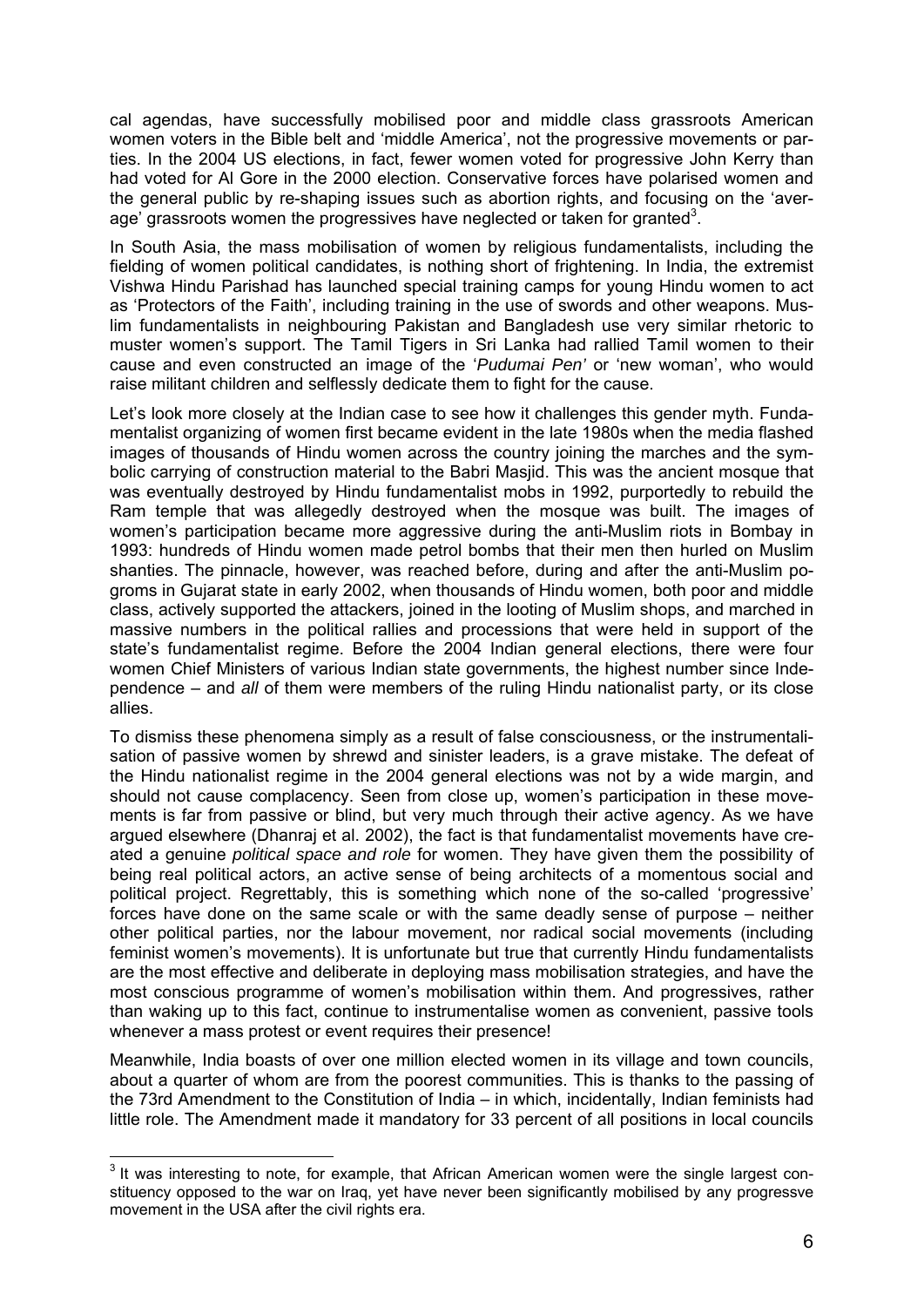cal agendas, have successfully mobilised poor and middle class grassroots American women voters in the Bible belt and 'middle America', not the progressive movements or parties. In the 2004 US elections, in fact, fewer women voted for progressive John Kerry than had voted for Al Gore in the 2000 election. Conservative forces have polarised women and the general public by re-shaping issues such as abortion rights, and focusing on the 'average' grassroots women the progressives have neglected or taken for granted[3].

In South Asia, the mass mobilisation of women by religious fundamentalists, including the fielding of women political candidates, is nothing short of frightening. In India, the extremist Vishwa Hindu Parishad has launched special training camps for young Hindu women to act as 'Protectors of the Faith', including training in the use of swords and other weapons. Muslim fundamentalists in neighbouring Pakistan and Bangladesh use very similar rhetoric to muster women's support. The Tamil Tigers in Sri Lanka had rallied Tamil women to their cause and even constructed an image of the '*Pudumai Pen'* or 'new woman', who would raise militant children and selflessly dedicate them to fight for the cause.

Let's look more closely at the Indian case to see how it challenges this gender myth. Fundamentalist organizing of women first became evident in the late 1980s when the media flashed images of thousands of Hindu women across the country joining the marches and the symbolic carrying of construction material to the Babri Masjid. This was the ancient mosque that was eventually destroyed by Hindu fundamentalist mobs in 1992, purportedly to rebuild the Ram temple that was allegedly destroyed when the mosque was built. The images of women's participation became more aggressive during the anti-Muslim riots in Bombay in 1993: hundreds of Hindu women made petrol bombs that their men then hurled on Muslim shanties. The pinnacle, however, was reached before, during and after the anti-Muslim pogroms in Gujarat state in early 2002, when thousands of Hindu women, both poor and middle class, actively supported the attackers, joined in the looting of Muslim shops, and marched in massive numbers in the political rallies and processions that were held in support of the state's fundamentalist regime. Before the 2004 Indian general elections, there were four women Chief Ministers of various Indian state governments, the highest number since Independence – and *all* of them were members of the ruling Hindu nationalist party, or its close allies.

To dismiss these phenomena simply as a result of false consciousness, or the instrumentalisation of passive women by shrewd and sinister leaders, is a grave mistake. The defeat of the Hindu nationalist regime in the 2004 general elections was not by a wide margin, and should not cause complacency. Seen from close up, women's participation in these movements is far from passive or blind, but very much through their active agency. As we have argued elsewhere (Dhanraj et al. 2002), the fact is that fundamentalist movements have created a genuine *political space and role* for women. They have given them the possibility of being real political actors, an active sense of being architects of a momentous social and political project. Regrettably, this is something which none of the so-called 'progressive' forces have done on the same scale or with the same deadly sense of purpose – neither other political parties, nor the labour movement, nor radical social movements (including feminist women's movements). It is unfortunate but true that currently Hindu fundamentalists are the most effective and deliberate in deploying mass mobilisation strategies, and have the most conscious programme of women's mobilisation within them. And progressives, rather than waking up to this fact, continue to instrumentalise women as convenient, passive tools whenever a mass protest or event requires their presence!

Meanwhile, India boasts of over one million elected women in its village and town councils, about a quarter of whom are from the poorest communities. This is thanks to the passing of the 73rd Amendment to the Constitution of India – in which, incidentally, Indian feminists had little role. The Amendment made it mandatory for 33 percent of all positions in local councils

---

[3] It was interesting to note, for example, that African American women were the single largest constituency opposed to the war on Iraq, yet have never been significantly mobilised by any progressve movement in the USA after the civil rights era.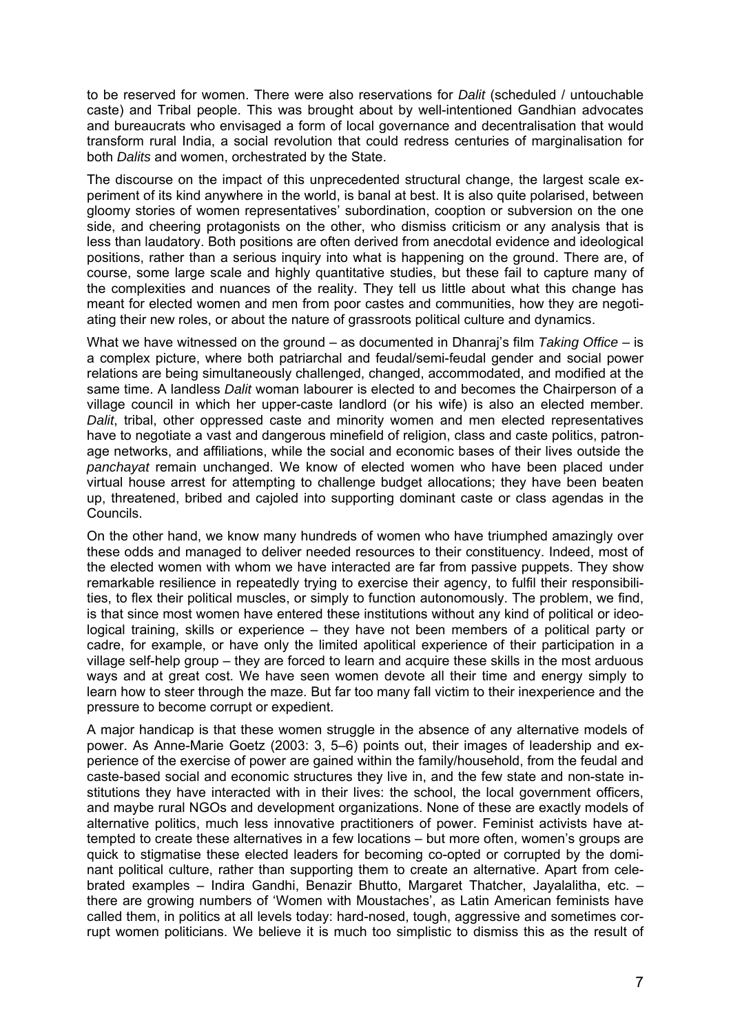to be reserved for women. There were also reservations for *Dalit* (scheduled / untouchable caste) and Tribal people. This was brought about by well-intentioned Gandhian advocates and bureaucrats who envisaged a form of local governance and decentralisation that would transform rural India, a social revolution that could redress centuries of marginalisation for both *Dalits* and women, orchestrated by the State.

The discourse on the impact of this unprecedented structural change, the largest scale experiment of its kind anywhere in the world, is banal at best. It is also quite polarised, between gloomy stories of women representatives' subordination, cooption or subversion on the one side, and cheering protagonists on the other, who dismiss criticism or any analysis that is less than laudatory. Both positions are often derived from anecdotal evidence and ideological positions, rather than a serious inquiry into what is happening on the ground. There are, of course, some large scale and highly quantitative studies, but these fail to capture many of the complexities and nuances of the reality. They tell us little about what this change has meant for elected women and men from poor castes and communities, how they are negotiating their new roles, or about the nature of grassroots political culture and dynamics.

What we have witnessed on the ground – as documented in Dhanraj's film *Taking Office* – is a complex picture, where both patriarchal and feudal/semi-feudal gender and social power relations are being simultaneously challenged, changed, accommodated, and modified at the same time. A landless *Dalit* woman labourer is elected to and becomes the Chairperson of a village council in which her upper-caste landlord (or his wife) is also an elected member. *Dalit*, tribal, other oppressed caste and minority women and men elected representatives have to negotiate a vast and dangerous minefield of religion, class and caste politics, patronage networks, and affiliations, while the social and economic bases of their lives outside the *panchayat* remain unchanged. We know of elected women who have been placed under virtual house arrest for attempting to challenge budget allocations; they have been beaten up, threatened, bribed and cajoled into supporting dominant caste or class agendas in the Councils.

On the other hand, we know many hundreds of women who have triumphed amazingly over these odds and managed to deliver needed resources to their constituency. Indeed, most of the elected women with whom we have interacted are far from passive puppets. They show remarkable resilience in repeatedly trying to exercise their agency, to fulfil their responsibilities, to flex their political muscles, or simply to function autonomously. The problem, we find, is that since most women have entered these institutions without any kind of political or ideological training, skills or experience – they have not been members of a political party or cadre, for example, or have only the limited apolitical experience of their participation in a village self-help group – they are forced to learn and acquire these skills in the most arduous ways and at great cost. We have seen women devote all their time and energy simply to learn how to steer through the maze. But far too many fall victim to their inexperience and the pressure to become corrupt or expedient.

A major handicap is that these women struggle in the absence of any alternative models of power. As Anne-Marie Goetz (2003: 3, 5–6) points out, their images of leadership and experience of the exercise of power are gained within the family/household, from the feudal and caste-based social and economic structures they live in, and the few state and non-state institutions they have interacted with in their lives: the school, the local government officers, and maybe rural NGOs and development organizations. None of these are exactly models of alternative politics, much less innovative practitioners of power. Feminist activists have attempted to create these alternatives in a few locations – but more often, women's groups are quick to stigmatise these elected leaders for becoming co-opted or corrupted by the dominant political culture, rather than supporting them to create an alternative. Apart from celebrated examples – Indira Gandhi, Benazir Bhutto, Margaret Thatcher, Jayalalitha, etc. – there are growing numbers of 'Women with Moustaches', as Latin American feminists have called them, in politics at all levels today: hard-nosed, tough, aggressive and sometimes corrupt women politicians. We believe it is much too simplistic to dismiss this as the result of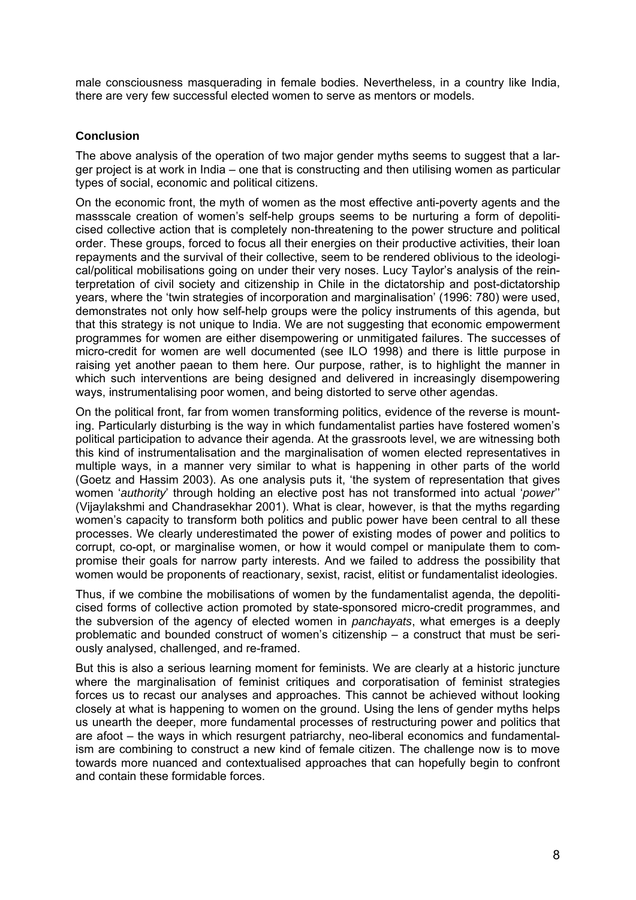male consciousness masquerading in female bodies. Nevertheless, in a country like India, there are very few successful elected women to serve as mentors or models.

## Conclusion

The above analysis of the operation of two major gender myths seems to suggest that a larger project is at work in India – one that is constructing and then utilising women as particular types of social, economic and political citizens.

On the economic front, the myth of women as the most effective anti-poverty agents and the massscale creation of women's self-help groups seems to be nurturing a form of depoliticised collective action that is completely non-threatening to the power structure and political order. These groups, forced to focus all their energies on their productive activities, their loan repayments and the survival of their collective, seem to be rendered oblivious to the ideological/political mobilisations going on under their very noses. Lucy Taylor's analysis of the reinterpretation of civil society and citizenship in Chile in the dictatorship and post-dictatorship years, where the 'twin strategies of incorporation and marginalisation' (1996: 780) were used, demonstrates not only how self-help groups were the policy instruments of this agenda, but that this strategy is not unique to India. We are not suggesting that economic empowerment programmes for women are either disempowering or unmitigated failures. The successes of micro-credit for women are well documented (see ILO 1998) and there is little purpose in raising yet another paean to them here. Our purpose, rather, is to highlight the manner in which such interventions are being designed and delivered in increasingly disempowering ways, instrumentalising poor women, and being distorted to serve other agendas.

On the political front, far from women transforming politics, evidence of the reverse is mounting. Particularly disturbing is the way in which fundamentalist parties have fostered women's political participation to advance their agenda. At the grassroots level, we are witnessing both this kind of instrumentalisation and the marginalisation of women elected representatives in multiple ways, in a manner very similar to what is happening in other parts of the world (Goetz and Hassim 2003). As one analysis puts it, 'the system of representation that gives women '*authority*' through holding an elective post has not transformed into actual '*power*'' (Vijaylakshmi and Chandrasekhar 2001). What is clear, however, is that the myths regarding women's capacity to transform both politics and public power have been central to all these processes. We clearly underestimated the power of existing modes of power and politics to corrupt, co-opt, or marginalise women, or how it would compel or manipulate them to compromise their goals for narrow party interests. And we failed to address the possibility that women would be proponents of reactionary, sexist, racist, elitist or fundamentalist ideologies.

Thus, if we combine the mobilisations of women by the fundamentalist agenda, the depoliticised forms of collective action promoted by state-sponsored micro-credit programmes, and the subversion of the agency of elected women in *panchayats*, what emerges is a deeply problematic and bounded construct of women's citizenship – a construct that must be seriously analysed, challenged, and re-framed.

But this is also a serious learning moment for feminists. We are clearly at a historic juncture where the marginalisation of feminist critiques and corporatisation of feminist strategies forces us to recast our analyses and approaches. This cannot be achieved without looking closely at what is happening to women on the ground. Using the lens of gender myths helps us unearth the deeper, more fundamental processes of restructuring power and politics that are afoot – the ways in which resurgent patriarchy, neo-liberal economics and fundamentalism are combining to construct a new kind of female citizen. The challenge now is to move towards more nuanced and contextualised approaches that can hopefully begin to confront and contain these formidable forces.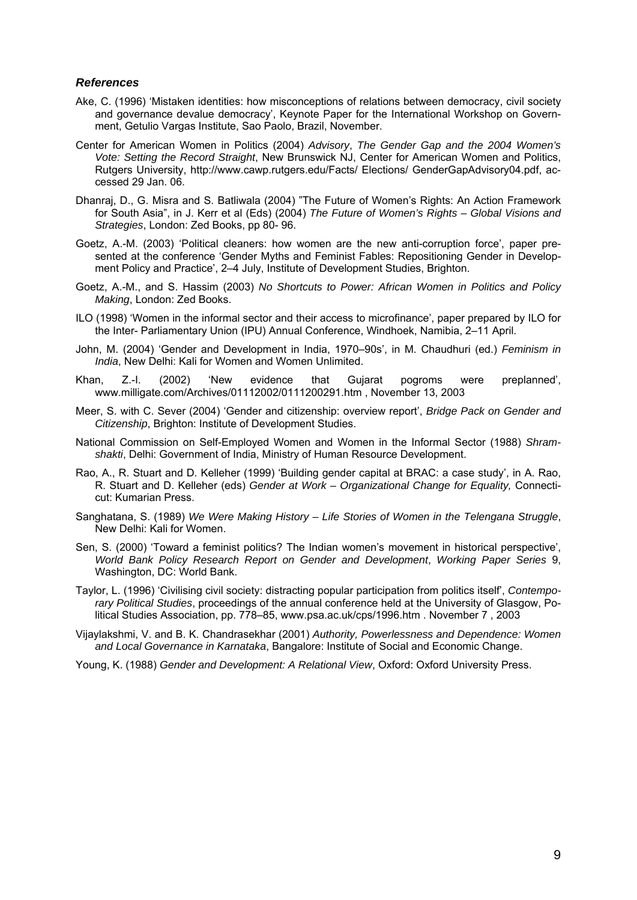### *References*

Ake, C. (1996) 'Mistaken identities: how misconceptions of relations between democracy, civil society and governance devalue democracy', Keynote Paper for the International Workshop on Government, Getulio Vargas Institute, Sao Paolo, Brazil, November.

Center for American Women in Politics (2004) *Advisory*, *The Gender Gap and the 2004 Women's Vote: Setting the Record Straight*, New Brunswick NJ, Center for American Women and Politics, Rutgers University, http://www.cawp.rutgers.edu/Facts/ Elections/ GenderGapAdvisory04.pdf, accessed 29 Jan. 06.

Dhanraj, D., G. Misra and S. Batliwala (2004) "The Future of Women's Rights: An Action Framework for South Asia", in J. Kerr et al (Eds) (2004) *The Future of Women's Rights – Global Visions and Strategies*, London: Zed Books, pp 80- 96.

Goetz, A.-M. (2003) 'Political cleaners: how women are the new anti-corruption force', paper presented at the conference 'Gender Myths and Feminist Fables: Repositioning Gender in Development Policy and Practice', 2–4 July, Institute of Development Studies, Brighton.

Goetz, A.-M., and S. Hassim (2003) *No Shortcuts to Power: African Women in Politics and Policy Making*, London: Zed Books.

ILO (1998) 'Women in the informal sector and their access to microfinance', paper prepared by ILO for the Inter- Parliamentary Union (IPU) Annual Conference, Windhoek, Namibia, 2–11 April.

John, M. (2004) 'Gender and Development in India, 1970–90s', in M. Chaudhuri (ed.) *Feminism in India*, New Delhi: Kali for Women and Women Unlimited.

Khan, Z.-I. (2002) 'New evidence that Gujarat pogroms were preplanned', www.milligate.com/Archives/01112002/0111200291.htm , November 13, 2003

Meer, S. with C. Sever (2004) 'Gender and citizenship: overview report', *Bridge Pack on Gender and Citizenship*, Brighton: Institute of Development Studies.

National Commission on Self-Employed Women and Women in the Informal Sector (1988) *Shramshakti*, Delhi: Government of India, Ministry of Human Resource Development.

Rao, A., R. Stuart and D. Kelleher (1999) 'Building gender capital at BRAC: a case study', in A. Rao, R. Stuart and D. Kelleher (eds) *Gender at Work – Organizational Change for Equality,* Connecticut: Kumarian Press.

Sanghatana, S. (1989) *We Were Making History – Life Stories of Women in the Telengana Struggle*, New Delhi: Kali for Women.

Sen, S. (2000) 'Toward a feminist politics? The Indian women's movement in historical perspective', *World Bank Policy Research Report on Gender and Development*, *Working Paper Series* 9, Washington, DC: World Bank.

Taylor, L. (1996) 'Civilising civil society: distracting popular participation from politics itself', *Contemporary Political Studies*, proceedings of the annual conference held at the University of Glasgow, Political Studies Association, pp. 778–85, www.psa.ac.uk/cps/1996.htm . November 7 , 2003

Vijaylakshmi, V. and B. K. Chandrasekhar (2001) *Authority, Powerlessness and Dependence: Women and Local Governance in Karnataka*, Bangalore: Institute of Social and Economic Change.

Young, K. (1988) *Gender and Development: A Relational View*, Oxford: Oxford University Press.